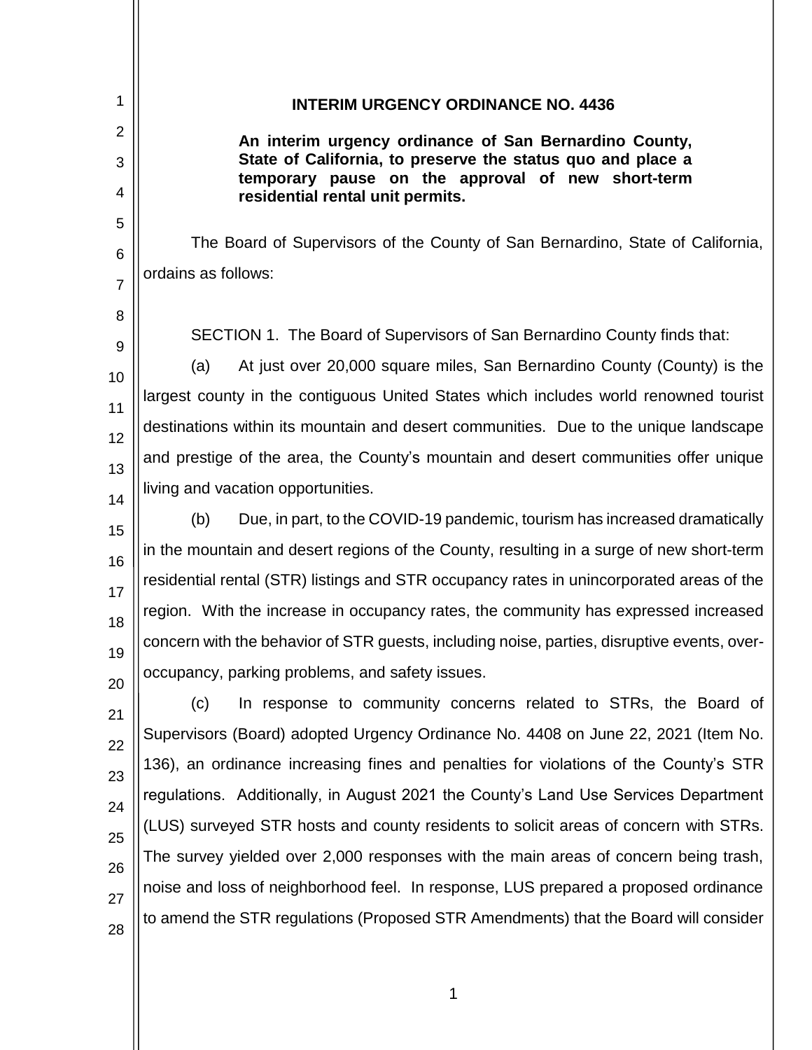# INTERIM URGENCY ORDINANCE NO. 4436

**An interim urgency ordinance of San Bernardino County, State of California, to preserve the status quo and place a temporary pause on the approval of new short-term residential rental unit permits.**

The Board of Supervisors of the County of San Bernardino, State of California, ordains as follows:

SECTION 1. The Board of Supervisors of San Bernardino County finds that:

(a) At just over 20,000 square miles, San Bernardino County (County) is the largest county in the contiguous United States which includes world renowned tourist destinations within its mountain and desert communities. Due to the unique landscape and prestige of the area, the County's mountain and desert communities offer unique living and vacation opportunities.

(b) Due, in part, to the COVID-19 pandemic, tourism has increased dramatically in the mountain and desert regions of the County, resulting in a surge of new short-term residential rental (STR) listings and STR occupancy rates in unincorporated areas of the region. With the increase in occupancy rates, the community has expressed increased concern with the behavior of STR guests, including noise, parties, disruptive events, over-occupancy, parking problems, and safety issues.

(c) In response to community concerns related to STRs, the Board of Supervisors (Board) adopted Urgency Ordinance No. 4408 on June 22, 2021 (Item No. 136), an ordinance increasing fines and penalties for violations of the County's STR regulations. Additionally, in August 2021 the County's Land Use Services Department (LUS) surveyed STR hosts and county residents to solicit areas of concern with STRs. The survey yielded over 2,000 responses with the main areas of concern being trash, noise and loss of neighborhood feel. In response, LUS prepared a proposed ordinance to amend the STR regulations (Proposed STR Amendments) that the Board will consider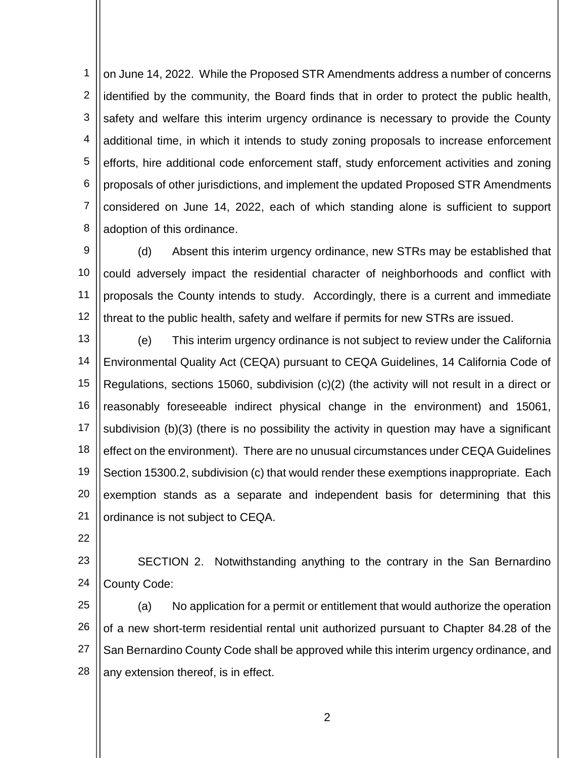on June 14, 2022. While the Proposed STR Amendments address a number of concerns identified by the community, the Board finds that in order to protect the public health, safety and welfare this interim urgency ordinance is necessary to provide the County additional time, in which it intends to study zoning proposals to increase enforcement efforts, hire additional code enforcement staff, study enforcement activities and zoning proposals of other jurisdictions, and implement the updated Proposed STR Amendments considered on June 14, 2022, each of which standing alone is sufficient to support adoption of this ordinance.

(d) Absent this interim urgency ordinance, new STRs may be established that could adversely impact the residential character of neighborhoods and conflict with proposals the County intends to study. Accordingly, there is a current and immediate threat to the public health, safety and welfare if permits for new STRs are issued.

(e) This interim urgency ordinance is not subject to review under the California Environmental Quality Act (CEQA) pursuant to CEQA Guidelines, 14 California Code of Regulations, sections 15060, subdivision (c)(2) (the activity will not result in a direct or reasonably foreseeable indirect physical change in the environment) and 15061, subdivision (b)(3) (there is no possibility the activity in question may have a significant effect on the environment). There are no unusual circumstances under CEQA Guidelines Section 15300.2, subdivision (c) that would render these exemptions inappropriate. Each exemption stands as a separate and independent basis for determining that this ordinance is not subject to CEQA.

SECTION 2. Notwithstanding anything to the contrary in the San Bernardino County Code:

(a) No application for a permit or entitlement that would authorize the operation of a new short-term residential rental unit authorized pursuant to Chapter 84.28 of the San Bernardino County Code shall be approved while this interim urgency ordinance, and any extension thereof, is in effect.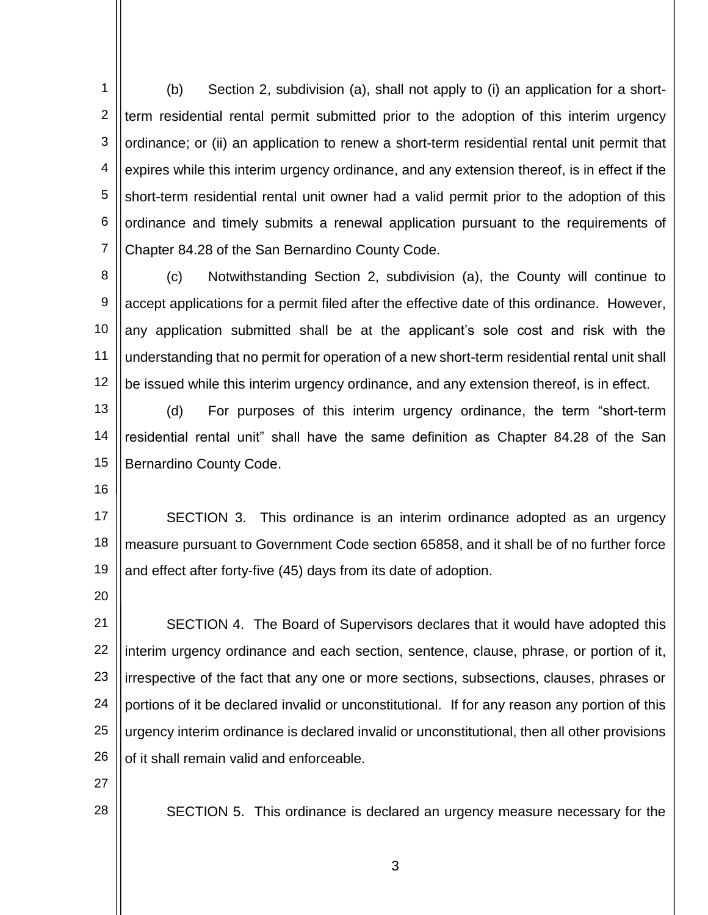(b) Section 2, subdivision (a), shall not apply to (i) an application for a short-term residential rental permit submitted prior to the adoption of this interim urgency ordinance; or (ii) an application to renew a short-term residential rental unit permit that expires while this interim urgency ordinance, and any extension thereof, is in effect if the short-term residential rental unit owner had a valid permit prior to the adoption of this ordinance and timely submits a renewal application pursuant to the requirements of Chapter 84.28 of the San Bernardino County Code.

(c) Notwithstanding Section 2, subdivision (a), the County will continue to accept applications for a permit filed after the effective date of this ordinance. However, any application submitted shall be at the applicant's sole cost and risk with the understanding that no permit for operation of a new short-term residential rental unit shall be issued while this interim urgency ordinance, and any extension thereof, is in effect.

(d) For purposes of this interim urgency ordinance, the term "short-term residential rental unit" shall have the same definition as Chapter 84.28 of the San Bernardino County Code.

SECTION 3. This ordinance is an interim ordinance adopted as an urgency measure pursuant to Government Code section 65858, and it shall be of no further force and effect after forty-five (45) days from its date of adoption.

SECTION 4. The Board of Supervisors declares that it would have adopted this interim urgency ordinance and each section, sentence, clause, phrase, or portion of it, irrespective of the fact that any one or more sections, subsections, clauses, phrases or portions of it be declared invalid or unconstitutional. If for any reason any portion of this urgency interim ordinance is declared invalid or unconstitutional, then all other provisions of it shall remain valid and enforceable.

SECTION 5. This ordinance is declared an urgency measure necessary for the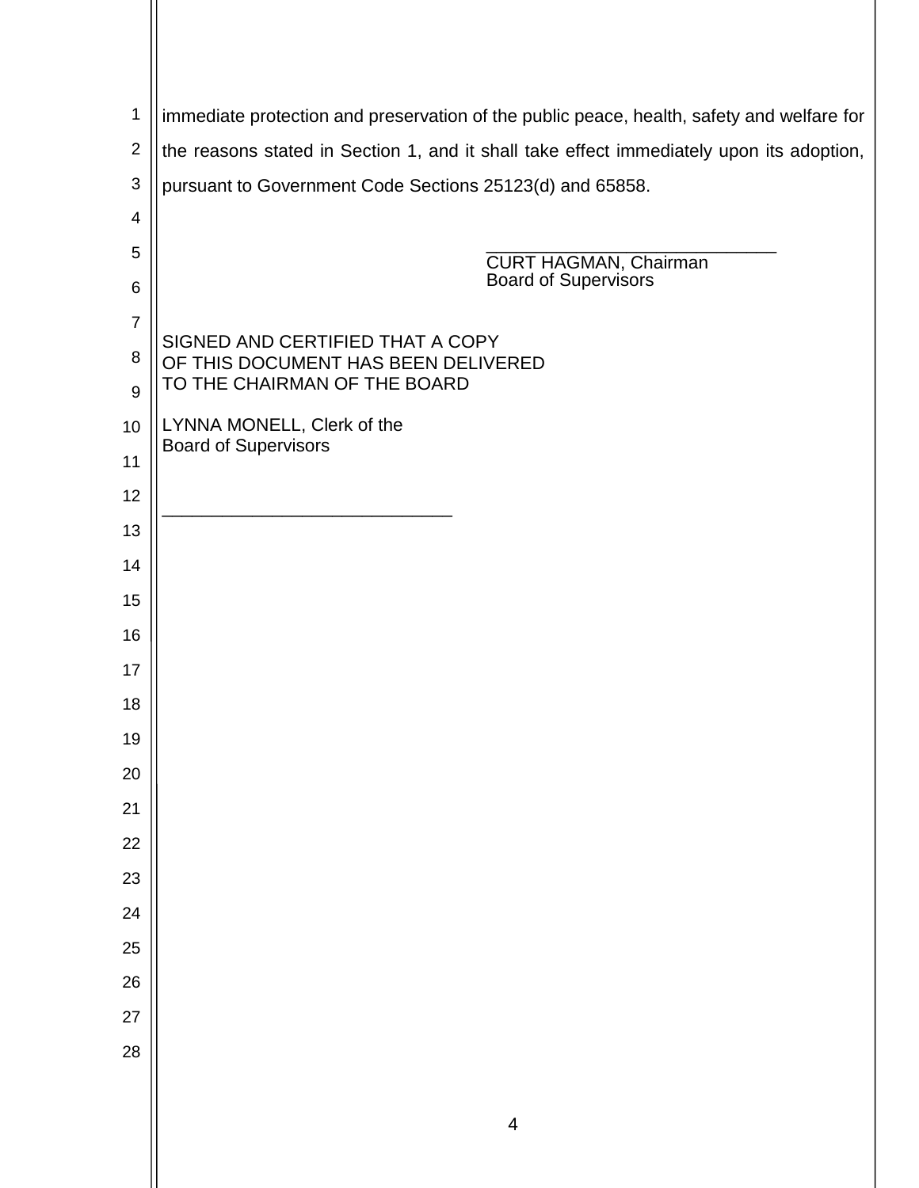immediate protection and preservation of the public peace, health, safety and welfare for the reasons stated in Section 1, and it shall take effect immediately upon its adoption, pursuant to Government Code Sections 25123(d) and 65858.

\_\_\_\_\_\_\_\_\_\_\_\_\_\_\_\_\_\_\_\_\_\_\_\_\_\_\_\_\_\_
CURT HAGMAN, Chairman
Board of Supervisors

SIGNED AND CERTIFIED THAT A COPY
OF THIS DOCUMENT HAS BEEN DELIVERED
TO THE CHAIRMAN OF THE BOARD

LYNNA MONELL, Clerk of the
Board of Supervisors

\_\_\_\_\_\_\_\_\_\_\_\_\_\_\_\_\_\_\_\_\_\_\_\_\_\_\_\_\_\_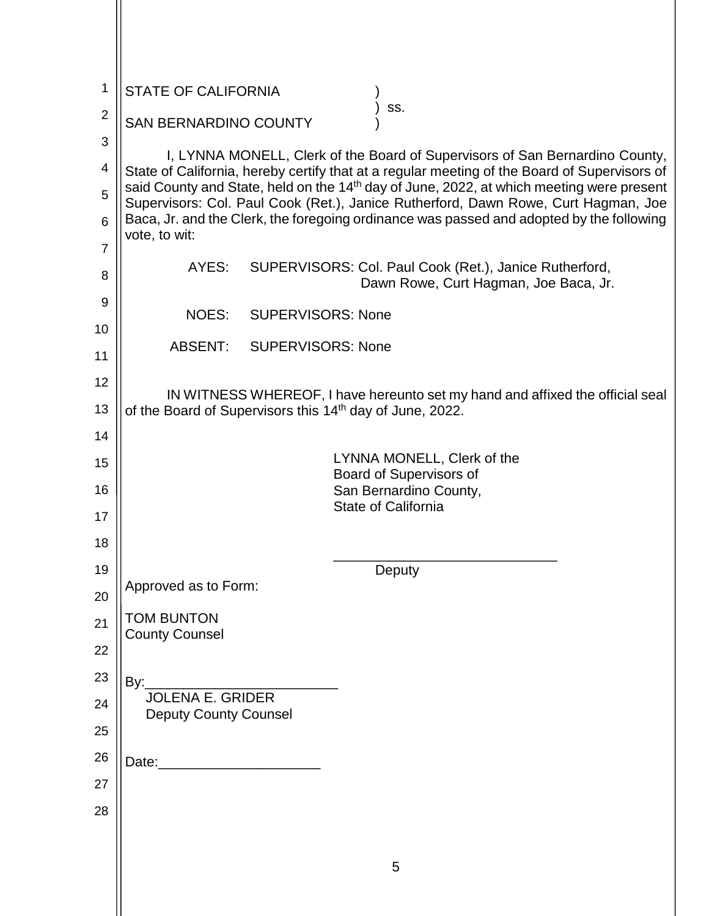STATE OF CALIFORNIA )
) ss.
SAN BERNARDINO COUNTY )

I, LYNNA MONELL, Clerk of the Board of Supervisors of San Bernardino County, State of California, hereby certify that at a regular meeting of the Board of Supervisors of said County and State, held on the 14th day of June, 2022, at which meeting were present Supervisors: Col. Paul Cook (Ret.), Janice Rutherford, Dawn Rowe, Curt Hagman, Joe Baca, Jr. and the Clerk, the foregoing ordinance was passed and adopted by the following vote, to wit:

AYES: SUPERVISORS: Col. Paul Cook (Ret.), Janice Rutherford, Dawn Rowe, Curt Hagman, Joe Baca, Jr.

NOES: SUPERVISORS: None

ABSENT: SUPERVISORS: None

IN WITNESS WHEREOF, I have hereunto set my hand and affixed the official seal of the Board of Supervisors this 14th day of June, 2022.

LYNNA MONELL, Clerk of the
Board of Supervisors of
San Bernardino County,
State of California

_____________________________
Deputy

Approved as to Form:

TOM BUNTON
County Counsel

By:_________________________
JOLENA E. GRIDER
Deputy County Counsel

Date:_____________________